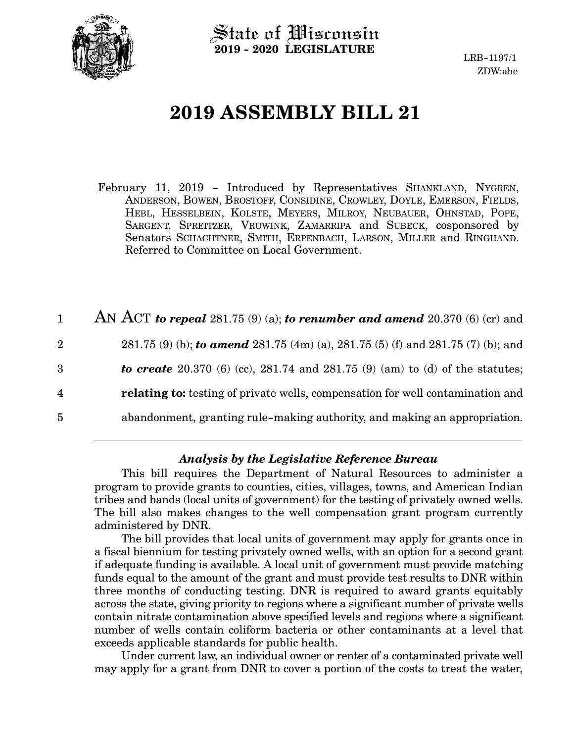State of Wisconsin
**2019 - 2020 LEGISLATURE**

LRB-1197/1
ZDW:ahe

# 2019 ASSEMBLY BILL 21

February 11, 2019 - Introduced by Representatives SHANKLAND, NYGREN, ANDERSON, BOWEN, BROSTOFF, CONSIDINE, CROWLEY, DOYLE, EMERSON, FIELDS, HEBL, HESSELBEIN, KOLSTE, MEYERS, MILROY, NEUBAUER, OHNSTAD, POPE, SARGENT, SPREITZER, VRUWINK, ZAMARRIPA and SUBECK, cosponsored by Senators SCHACHTNER, SMITH, ERPENBACH, LARSON, MILLER and RINGHAND. Referred to Committee on Local Government.

1 AN ACT ***to repeal*** 281.75 (9) (a); ***to renumber and amend*** 20.370 (6) (cr) and
2 281.75 (9) (b); ***to amend*** 281.75 (4m) (a), 281.75 (5) (f) and 281.75 (7) (b); and
3 ***to create*** 20.370 (6) (cc), 281.74 and 281.75 (9) (am) to (d) of the statutes;
4 **relating to:** testing of private wells, compensation for well contamination and
5 abandonment, granting rule-making authority, and making an appropriation.

---

### *Analysis by the Legislative Reference Bureau*

This bill requires the Department of Natural Resources to administer a program to provide grants to counties, cities, villages, towns, and American Indian tribes and bands (local units of government) for the testing of privately owned wells. The bill also makes changes to the well compensation grant program currently administered by DNR.

The bill provides that local units of government may apply for grants once in a fiscal biennium for testing privately owned wells, with an option for a second grant if adequate funding is available. A local unit of government must provide matching funds equal to the amount of the grant and must provide test results to DNR within three months of conducting testing. DNR is required to award grants equitably across the state, giving priority to regions where a significant number of private wells contain nitrate contamination above specified levels and regions where a significant number of wells contain coliform bacteria or other contaminants at a level that exceeds applicable standards for public health.

Under current law, an individual owner or renter of a contaminated private well may apply for a grant from DNR to cover a portion of the costs to treat the water,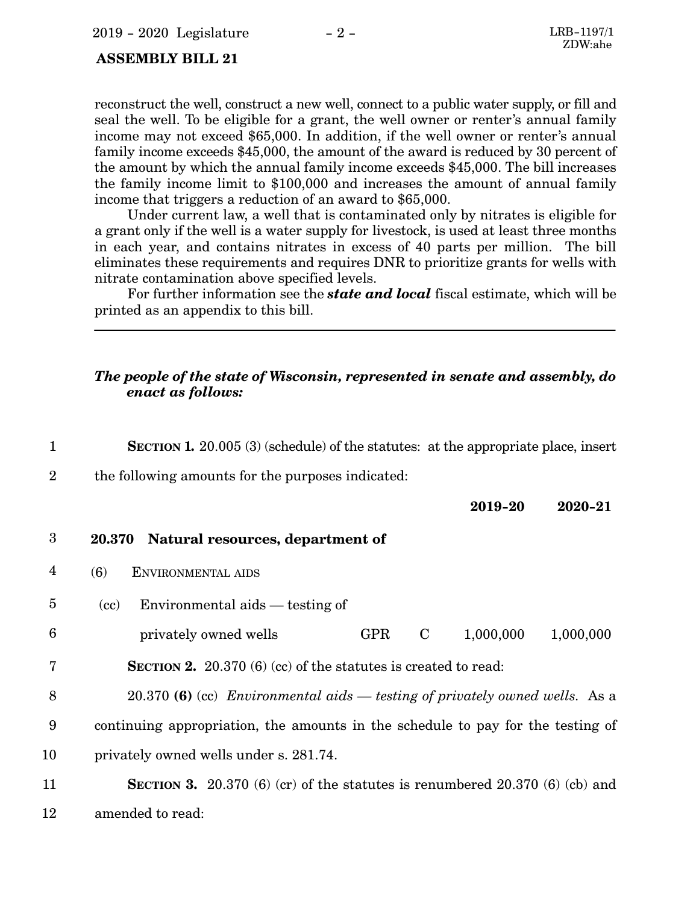reconstruct the well, construct a new well, connect to a public water supply, or fill and seal the well. To be eligible for a grant, the well owner or renter's annual family income may not exceed $65,000. In addition, if the well owner or renter's annual family income exceeds $45,000, the amount of the award is reduced by 30 percent of the amount by which the annual family income exceeds $45,000. The bill increases the family income limit to $100,000 and increases the amount of annual family income that triggers a reduction of an award to $65,000.

Under current law, a well that is contaminated only by nitrates is eligible for a grant only if the well is a water supply for livestock, is used at least three months in each year, and contains nitrates in excess of 40 parts per million. The bill eliminates these requirements and requires DNR to prioritize grants for wells with nitrate contamination above specified levels.

For further information see the ***state and local*** fiscal estimate, which will be printed as an appendix to this bill.

---

***The people of the state of Wisconsin, represented in senate and assembly, do enact as follows:***

**SECTION 1.** 20.005 (3) (schedule) of the statutes: at the appropriate place, insert the following amounts for the purposes indicated:

| | | | | **2019-20** | **2020-21** |
|---|---|---|---|---|---|
| **20.370** | **Natural resources, department of** | | | | |
| (6) | ENVIRONMENTAL AIDS | | | | |
| (cc) | Environmental aids — testing of privately owned wells | GPR | C | 1,000,000 | 1,000,000 |

**SECTION 2.** 20.370 (6) (cc) of the statutes is created to read:

20.370 **(6)** (cc) *Environmental aids — testing of privately owned wells.* As a continuing appropriation, the amounts in the schedule to pay for the testing of privately owned wells under s. 281.74.

**SECTION 3.** 20.370 (6) (cr) of the statutes is renumbered 20.370 (6) (cb) and amended to read: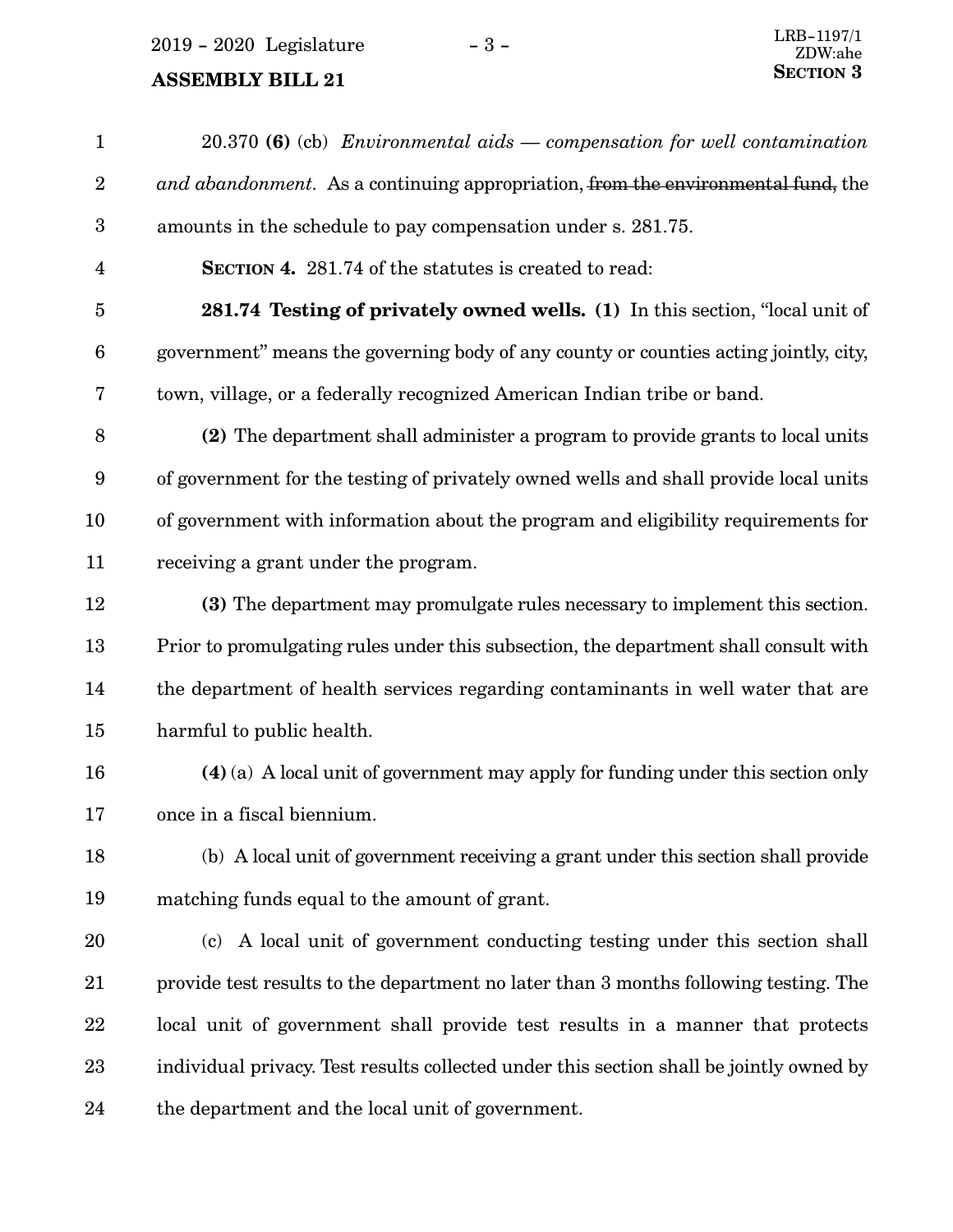20.370 **(6)** (cb) *Environmental aids — compensation for well contamination and abandonment.* As a continuing appropriation, ~~from the environmental fund,~~ the amounts in the schedule to pay compensation under s. 281.75.

**SECTION 4.** 281.74 of the statutes is created to read:

**281.74 Testing of privately owned wells. (1)** In this section, "local unit of government" means the governing body of any county or counties acting jointly, city, town, village, or a federally recognized American Indian tribe or band.

**(2)** The department shall administer a program to provide grants to local units of government for the testing of privately owned wells and shall provide local units of government with information about the program and eligibility requirements for receiving a grant under the program.

**(3)** The department may promulgate rules necessary to implement this section. Prior to promulgating rules under this subsection, the department shall consult with the department of health services regarding contaminants in well water that are harmful to public health.

**(4)** (a) A local unit of government may apply for funding under this section only once in a fiscal biennium.

(b) A local unit of government receiving a grant under this section shall provide matching funds equal to the amount of grant.

(c) A local unit of government conducting testing under this section shall provide test results to the department no later than 3 months following testing. The local unit of government shall provide test results in a manner that protects individual privacy. Test results collected under this section shall be jointly owned by the department and the local unit of government.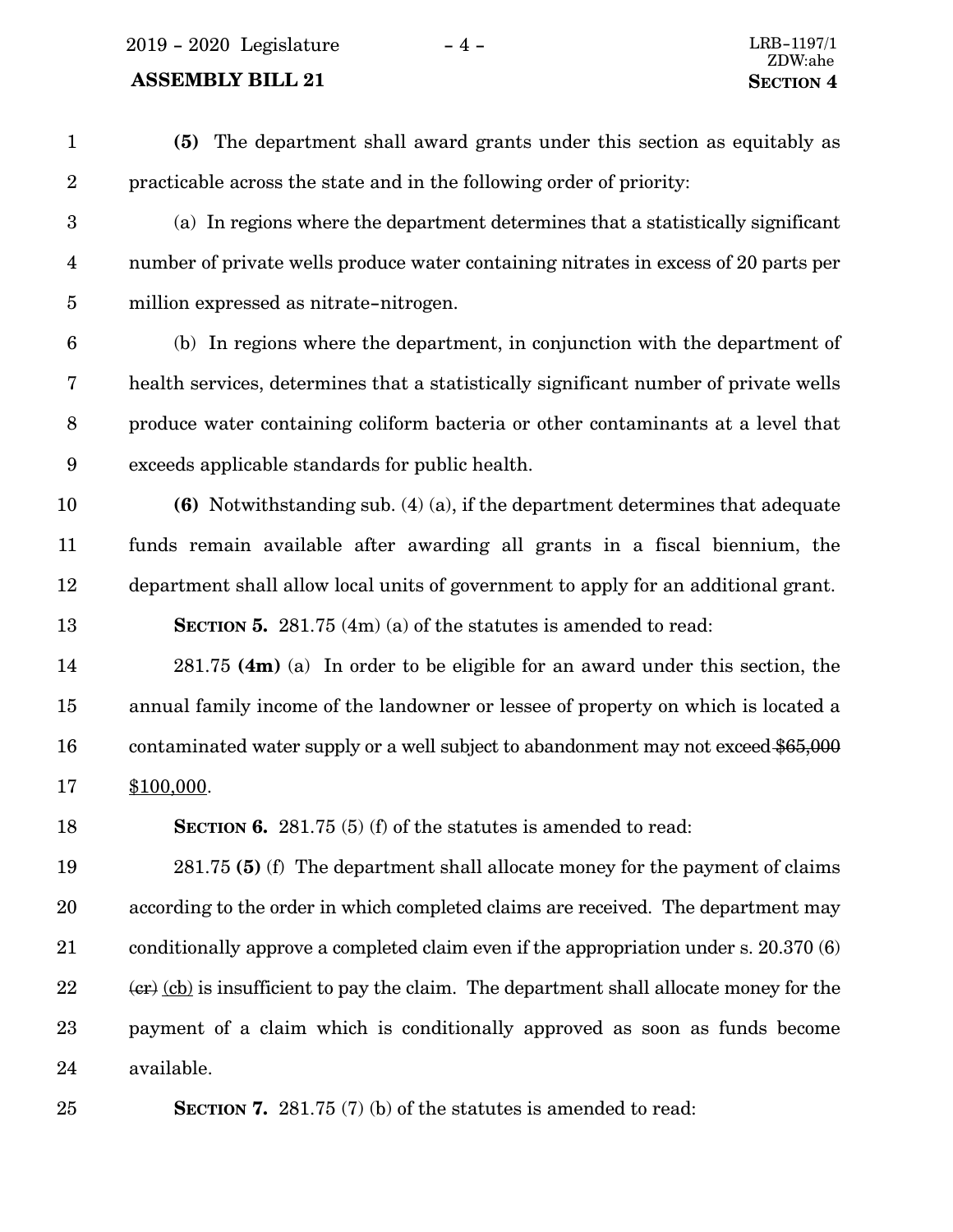**(5)** The department shall award grants under this section as equitably as practicable across the state and in the following order of priority:

(a) In regions where the department determines that a statistically significant number of private wells produce water containing nitrates in excess of 20 parts per million expressed as nitrate-nitrogen.

(b) In regions where the department, in conjunction with the department of health services, determines that a statistically significant number of private wells produce water containing coliform bacteria or other contaminants at a level that exceeds applicable standards for public health.

**(6)** Notwithstanding sub. (4) (a), if the department determines that adequate funds remain available after awarding all grants in a fiscal biennium, the department shall allow local units of government to apply for an additional grant.

**SECTION 5.** 281.75 (4m) (a) of the statutes is amended to read:

281.75 **(4m)** (a) In order to be eligible for an award under this section, the annual family income of the landowner or lessee of property on which is located a contaminated water supply or a well subject to abandonment may not exceed ~~$65,000~~ $100,000.

**SECTION 6.** 281.75 (5) (f) of the statutes is amended to read:

281.75 **(5)** (f) The department shall allocate money for the payment of claims according to the order in which completed claims are received. The department may conditionally approve a completed claim even if the appropriation under s. 20.370 (6) ~~(cr)~~ (cb) is insufficient to pay the claim. The department shall allocate money for the payment of a claim which is conditionally approved as soon as funds become available.

**SECTION 7.** 281.75 (7) (b) of the statutes is amended to read: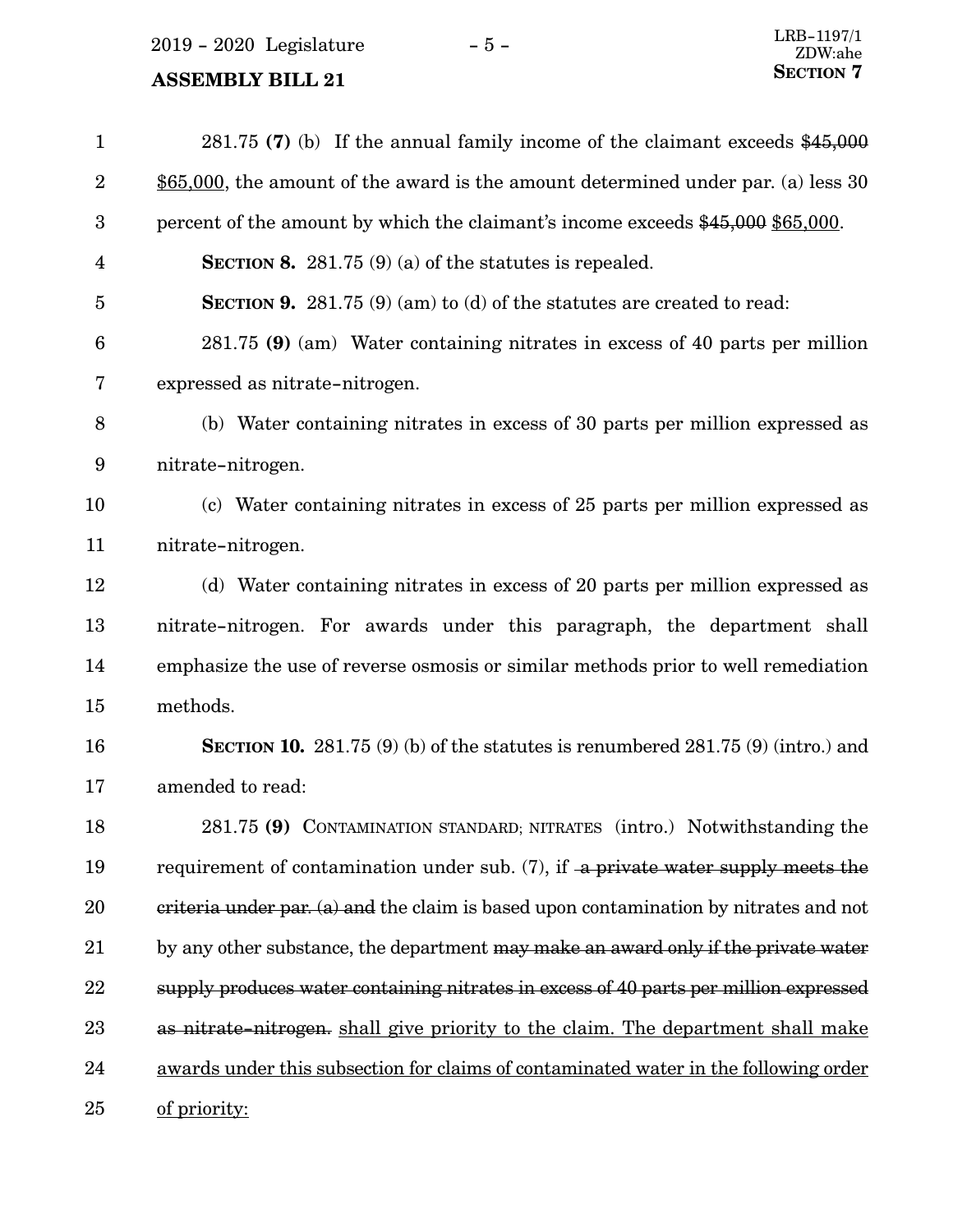281.75 **(7)** (b) If the annual family income of the claimant exceeds ~~$45,000~~ <u>$65,000</u>, the amount of the award is the amount determined under par. (a) less 30 percent of the amount by which the claimant's income exceeds ~~$45,000~~ <u>$65,000</u>.

**SECTION 8.** 281.75 (9) (a) of the statutes is repealed.

**SECTION 9.** 281.75 (9) (am) to (d) of the statutes are created to read:

281.75 **(9)** (am) Water containing nitrates in excess of 40 parts per million expressed as nitrate-nitrogen.

(b) Water containing nitrates in excess of 30 parts per million expressed as nitrate-nitrogen.

(c) Water containing nitrates in excess of 25 parts per million expressed as nitrate-nitrogen.

(d) Water containing nitrates in excess of 20 parts per million expressed as nitrate-nitrogen. For awards under this paragraph, the department shall emphasize the use of reverse osmosis or similar methods prior to well remediation methods.

**SECTION 10.** 281.75 (9) (b) of the statutes is renumbered 281.75 (9) (intro.) and amended to read:

281.75 **(9)** CONTAMINATION STANDARD; NITRATES (intro.) Notwithstanding the requirement of contamination under sub. (7), if ~~a private water supply meets the criteria under par. (a) and~~ the claim is based upon contamination by nitrates and not by any other substance, the department ~~may make an award only if the private water supply produces water containing nitrates in excess of 40 parts per million expressed as nitrate-nitrogen.~~ <u>shall give priority to the claim. The department shall make awards under this subsection for claims of contaminated water in the following order of priority:</u>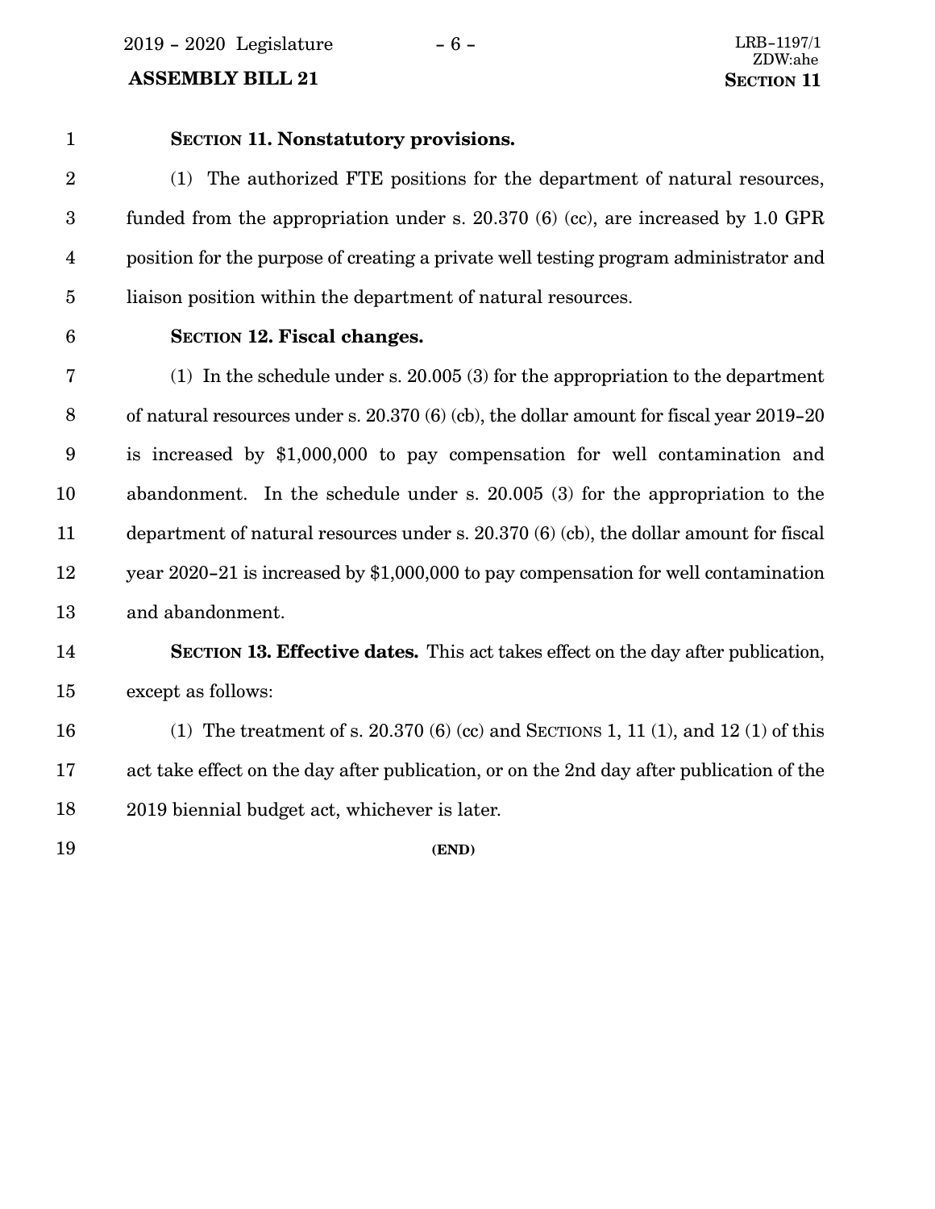**SECTION 11. Nonstatutory provisions.**

(1) The authorized FTE positions for the department of natural resources, funded from the appropriation under s. 20.370 (6) (cc), are increased by 1.0 GPR position for the purpose of creating a private well testing program administrator and liaison position within the department of natural resources.

**SECTION 12. Fiscal changes.**

(1) In the schedule under s. 20.005 (3) for the appropriation to the department of natural resources under s. 20.370 (6) (cb), the dollar amount for fiscal year 2019-20 is increased by $1,000,000 to pay compensation for well contamination and abandonment. In the schedule under s. 20.005 (3) for the appropriation to the department of natural resources under s. 20.370 (6) (cb), the dollar amount for fiscal year 2020-21 is increased by $1,000,000 to pay compensation for well contamination and abandonment.

**SECTION 13. Effective dates.** This act takes effect on the day after publication, except as follows:

(1) The treatment of s. 20.370 (6) (cc) and SECTIONS 1, 11 (1), and 12 (1) of this act take effect on the day after publication, or on the 2nd day after publication of the 2019 biennial budget act, whichever is later.

**(END)**